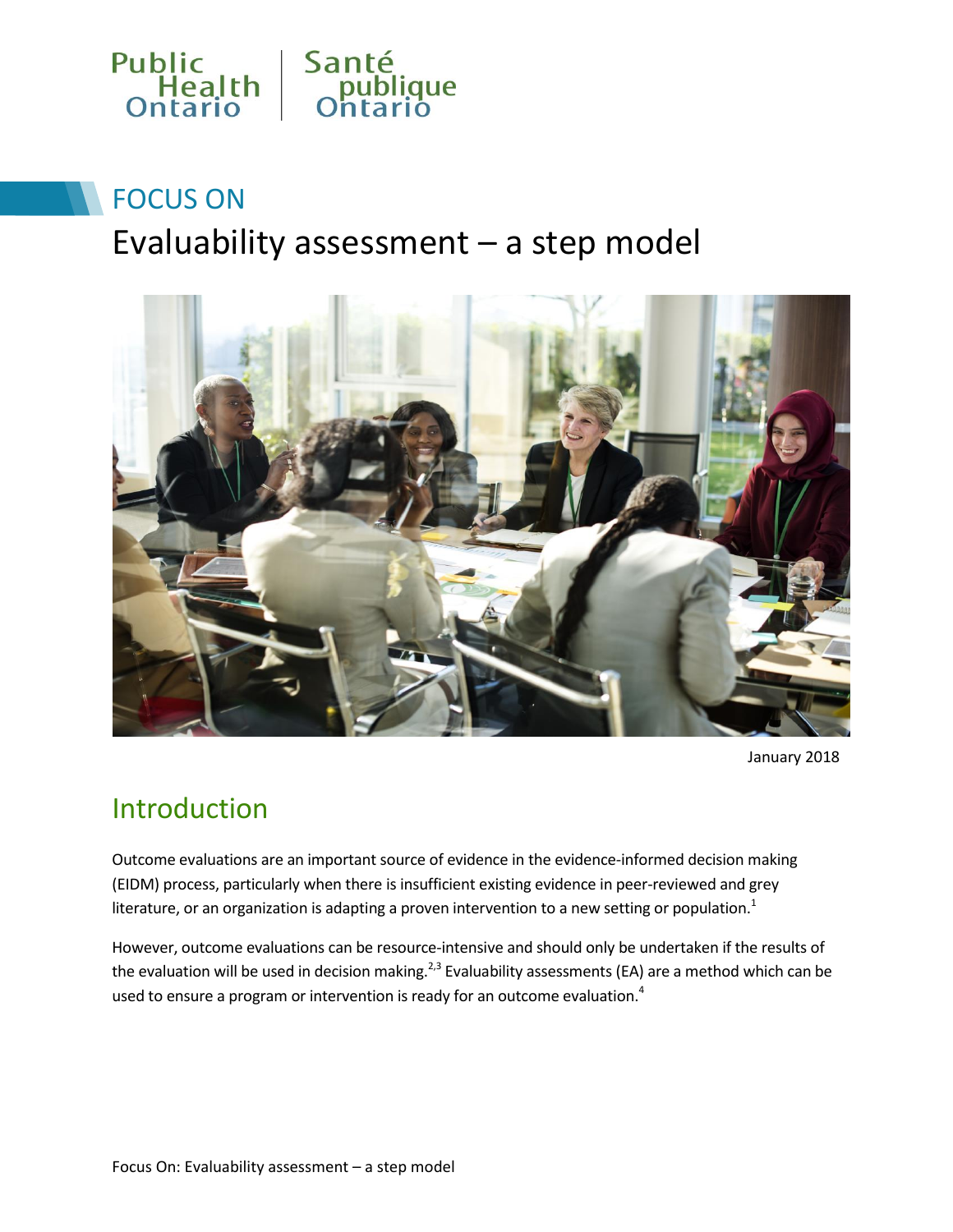Public Health Ontario | Santé publique Ontario

## FOCUS ON

# Evaluability assessment – a step model

January 2018

## Introduction

Outcome evaluations are an important source of evidence in the evidence-informed decision making (EIDM) process, particularly when there is insufficient existing evidence in peer-reviewed and grey literature, or an organization is adapting a proven intervention to a new setting or population.[1]

However, outcome evaluations can be resource-intensive and should only be undertaken if the results of the evaluation will be used in decision making.[2,3] Evaluability assessments (EA) are a method which can be used to ensure a program or intervention is ready for an outcome evaluation.[4]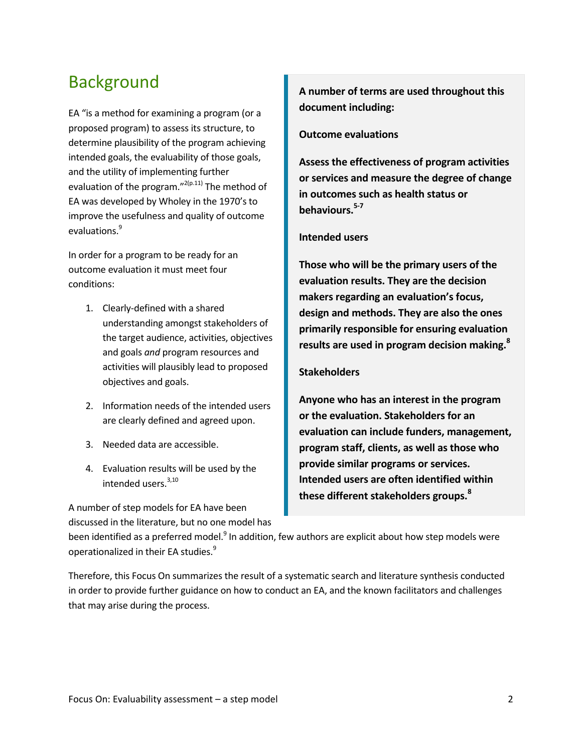## Background

EA "is a method for examining a program (or a proposed program) to assess its structure, to determine plausibility of the program achieving intended goals, the evaluability of those goals, and the utility of implementing further evaluation of the program."[2(p.11)] The method of EA was developed by Wholey in the 1970's to improve the usefulness and quality of outcome evaluations.[9]

In order for a program to be ready for an outcome evaluation it must meet four conditions:

1. Clearly-defined with a shared understanding amongst stakeholders of the target audience, activities, objectives and goals *and* program resources and activities will plausibly lead to proposed objectives and goals.
2. Information needs of the intended users are clearly defined and agreed upon.
3. Needed data are accessible.
4. Evaluation results will be used by the intended users.[3,10]

A number of step models for EA have been discussed in the literature, but no one model has been identified as a preferred model.[9] In addition, few authors are explicit about how step models were operationalized in their EA studies.[9]

Therefore, this Focus On summarizes the result of a systematic search and literature synthesis conducted in order to provide further guidance on how to conduct an EA, and the known facilitators and challenges that may arise during the process.

**A number of terms are used throughout this document including:**

**Outcome evaluations**

**Assess the effectiveness of program activities or services and measure the degree of change in outcomes such as health status or behaviours.[5-7]**

**Intended users**

**Those who will be the primary users of the evaluation results. They are the decision makers regarding an evaluation's focus, design and methods. They are also the ones primarily responsible for ensuring evaluation results are used in program decision making.[8]**

**Stakeholders**

**Anyone who has an interest in the program or the evaluation. Stakeholders for an evaluation can include funders, management, program staff, clients, as well as those who provide similar programs or services. Intended users are often identified within these different stakeholders groups.[8]**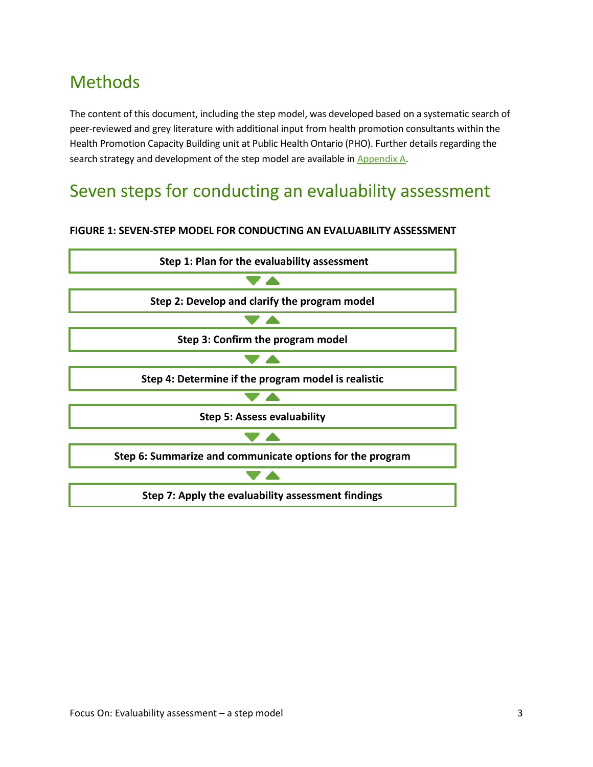# Methods

The content of this document, including the step model, was developed based on a systematic search of peer-reviewed and grey literature with additional input from health promotion consultants within the Health Promotion Capacity Building unit at Public Health Ontario (PHO). Further details regarding the search strategy and development of the step model are available in Appendix A.

# Seven steps for conducting an evaluability assessment

**FIGURE 1: SEVEN-STEP MODEL FOR CONDUCTING AN EVALUABILITY ASSESSMENT**

**Step 1: Plan for the evaluability assessment**

▼▲

**Step 2: Develop and clarify the program model**

▼▲

**Step 3: Confirm the program model**

▼▲

**Step 4: Determine if the program model is realistic**

▼▲

**Step 5: Assess evaluability**

▼▲

**Step 6: Summarize and communicate options for the program**

▼▲

**Step 7: Apply the evaluability assessment findings**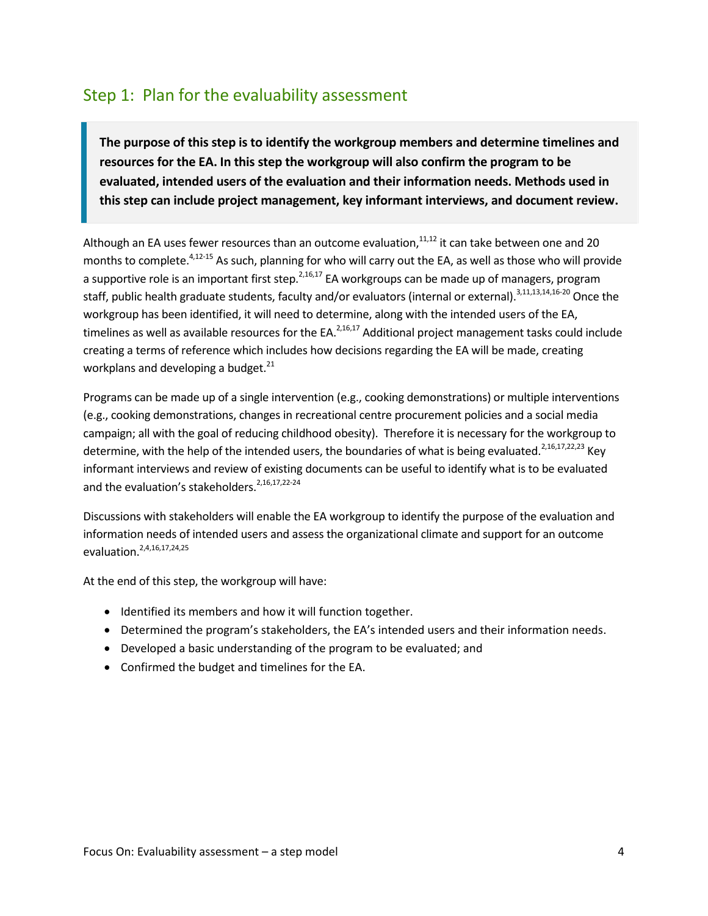## Step 1: Plan for the evaluability assessment

**The purpose of this step is to identify the workgroup members and determine timelines and resources for the EA. In this step the workgroup will also confirm the program to be evaluated, intended users of the evaluation and their information needs. Methods used in this step can include project management, key informant interviews, and document review.**

Although an EA uses fewer resources than an outcome evaluation,[11,12] it can take between one and 20 months to complete.[4,12-15] As such, planning for who will carry out the EA, as well as those who will provide a supportive role is an important first step.[2,16,17] EA workgroups can be made up of managers, program staff, public health graduate students, faculty and/or evaluators (internal or external).[3,11,13,14,16-20] Once the workgroup has been identified, it will need to determine, along with the intended users of the EA, timelines as well as available resources for the EA.[2,16,17] Additional project management tasks could include creating a terms of reference which includes how decisions regarding the EA will be made, creating workplans and developing a budget.[21]

Programs can be made up of a single intervention (e.g., cooking demonstrations) or multiple interventions (e.g., cooking demonstrations, changes in recreational centre procurement policies and a social media campaign; all with the goal of reducing childhood obesity). Therefore it is necessary for the workgroup to determine, with the help of the intended users, the boundaries of what is being evaluated.[2,16,17,22,23] Key informant interviews and review of existing documents can be useful to identify what is to be evaluated and the evaluation's stakeholders.[2,16,17,22-24]

Discussions with stakeholders will enable the EA workgroup to identify the purpose of the evaluation and information needs of intended users and assess the organizational climate and support for an outcome evaluation.[2,4,16,17,24,25]

At the end of this step, the workgroup will have:

- Identified its members and how it will function together.
- Determined the program's stakeholders, the EA's intended users and their information needs.
- Developed a basic understanding of the program to be evaluated; and
- Confirmed the budget and timelines for the EA.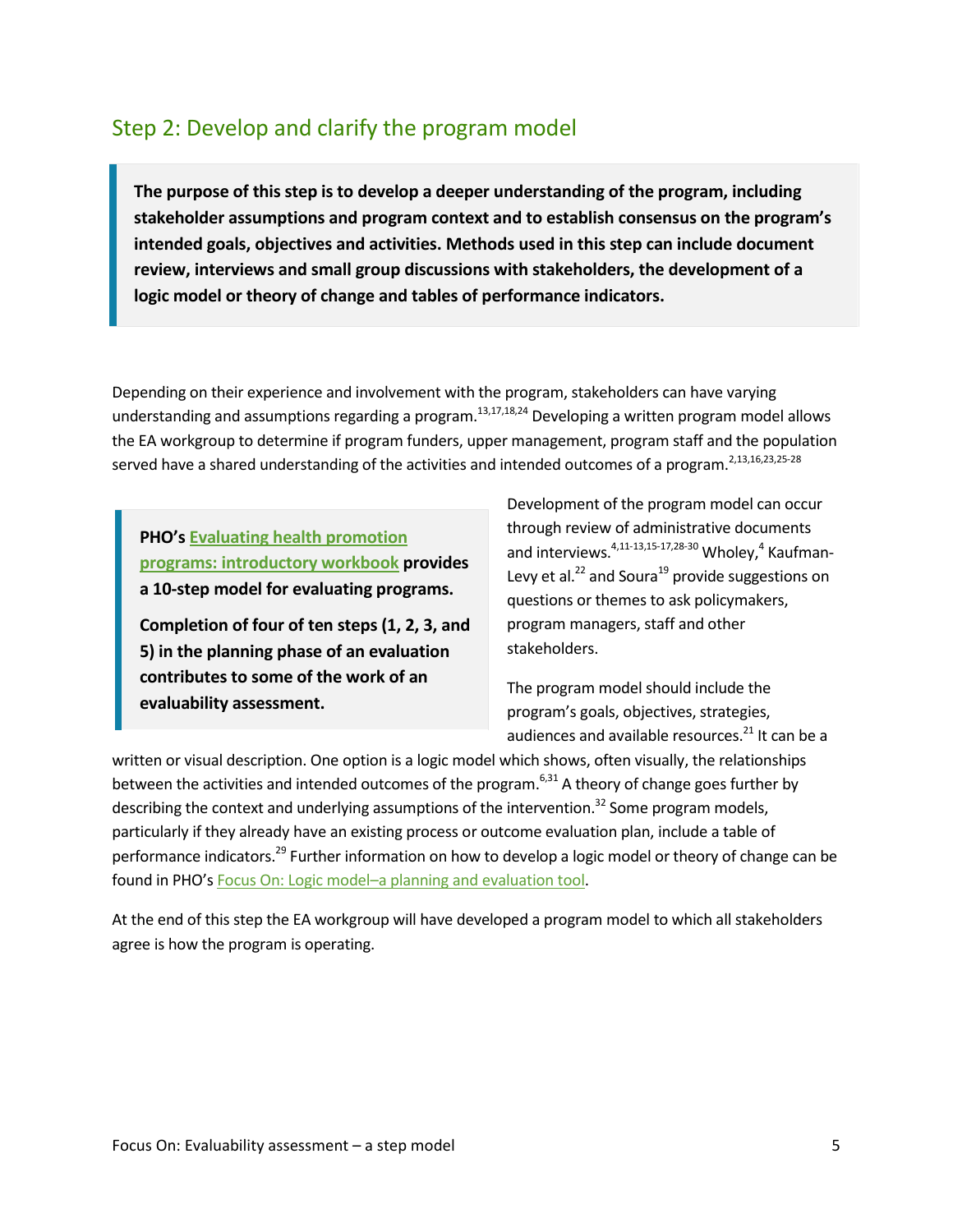## Step 2: Develop and clarify the program model

> **The purpose of this step is to develop a deeper understanding of the program, including stakeholder assumptions and program context and to establish consensus on the program's intended goals, objectives and activities. Methods used in this step can include document review, interviews and small group discussions with stakeholders, the development of a logic model or theory of change and tables of performance indicators.**

Depending on their experience and involvement with the program, stakeholders can have varying understanding and assumptions regarding a program.[13,17,18,24] Developing a written program model allows the EA workgroup to determine if program funders, upper management, program staff and the population served have a shared understanding of the activities and intended outcomes of a program.[2,13,16,23,25-28]

> **PHO's Evaluating health promotion programs: introductory workbook provides a 10-step model for evaluating programs.**
>
> **Completion of four of ten steps (1, 2, 3, and 5) in the planning phase of an evaluation contributes to some of the work of an evaluability assessment.**

Development of the program model can occur through review of administrative documents and interviews.[4,11-13,15-17,28-30] Wholey,[4] Kaufman-Levy et al.[22] and Soura[19] provide suggestions on questions or themes to ask policymakers, program managers, staff and other stakeholders.

The program model should include the program's goals, objectives, strategies, audiences and available resources.[21] It can be a written or visual description. One option is a logic model which shows, often visually, the relationships between the activities and intended outcomes of the program.[6,31] A theory of change goes further by describing the context and underlying assumptions of the intervention.[32] Some program models, particularly if they already have an existing process or outcome evaluation plan, include a table of performance indicators.[29] Further information on how to develop a logic model or theory of change can be found in PHO's Focus On: Logic model–a planning and evaluation tool.

At the end of this step the EA workgroup will have developed a program model to which all stakeholders agree is how the program is operating.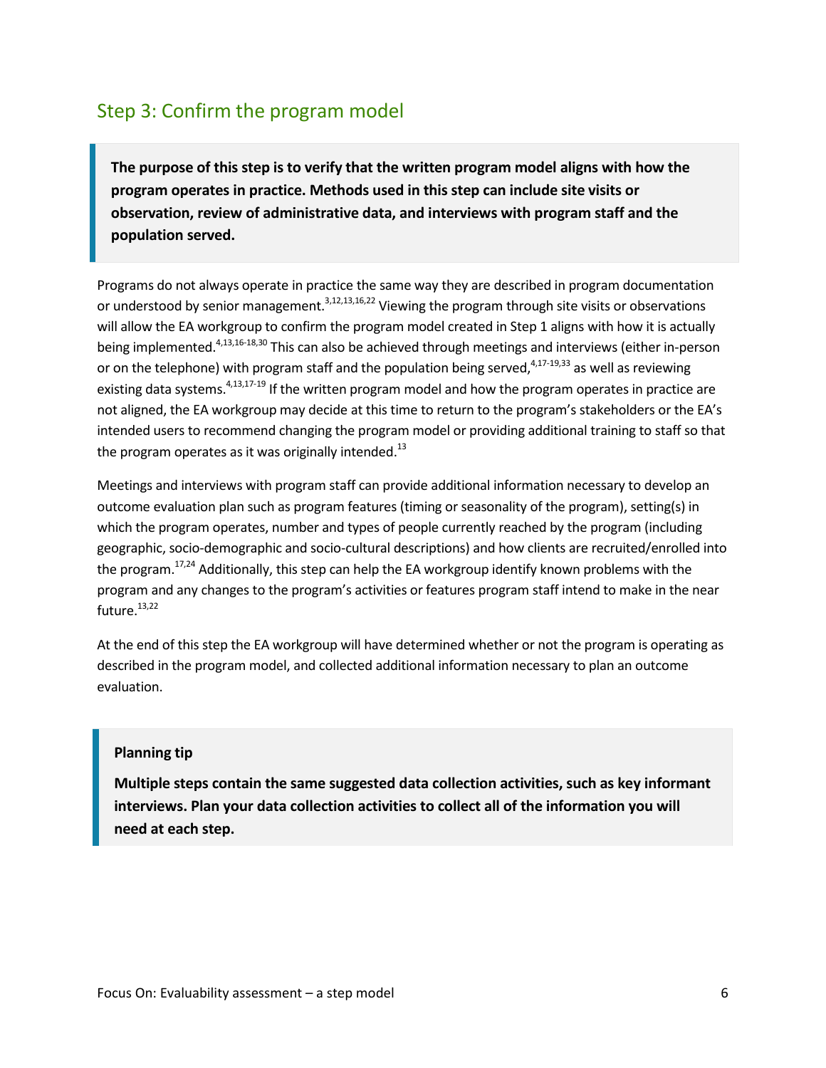## Step 3: Confirm the program model

> **The purpose of this step is to verify that the written program model aligns with how the program operates in practice. Methods used in this step can include site visits or observation, review of administrative data, and interviews with program staff and the population served.**

Programs do not always operate in practice the same way they are described in program documentation or understood by senior management.[3,12,13,16,22] Viewing the program through site visits or observations will allow the EA workgroup to confirm the program model created in Step 1 aligns with how it is actually being implemented.[4,13,16-18,30] This can also be achieved through meetings and interviews (either in-person or on the telephone) with program staff and the population being served,[4,17-19,33] as well as reviewing existing data systems.[4,13,17-19] If the written program model and how the program operates in practice are not aligned, the EA workgroup may decide at this time to return to the program's stakeholders or the EA's intended users to recommend changing the program model or providing additional training to staff so that the program operates as it was originally intended.[13]

Meetings and interviews with program staff can provide additional information necessary to develop an outcome evaluation plan such as program features (timing or seasonality of the program), setting(s) in which the program operates, number and types of people currently reached by the program (including geographic, socio-demographic and socio-cultural descriptions) and how clients are recruited/enrolled into the program.[17,24] Additionally, this step can help the EA workgroup identify known problems with the program and any changes to the program's activities or features program staff intend to make in the near future.[13,22]

At the end of this step the EA workgroup will have determined whether or not the program is operating as described in the program model, and collected additional information necessary to plan an outcome evaluation.

> **Planning tip**
>
> **Multiple steps contain the same suggested data collection activities, such as key informant interviews. Plan your data collection activities to collect all of the information you will need at each step.**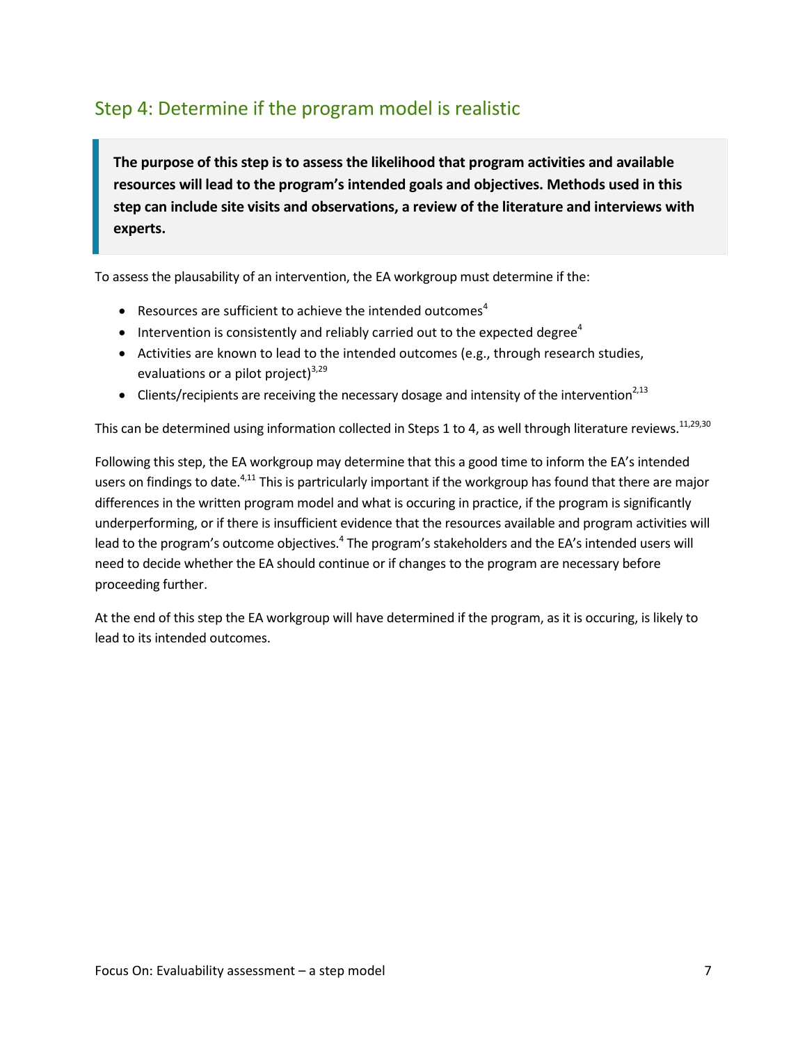## Step 4: Determine if the program model is realistic

**The purpose of this step is to assess the likelihood that program activities and available resources will lead to the program's intended goals and objectives. Methods used in this step can include site visits and observations, a review of the literature and interviews with experts.**

To assess the plausability of an intervention, the EA workgroup must determine if the:

- Resources are sufficient to achieve the intended outcomes[4]
- Intervention is consistently and reliably carried out to the expected degree[4]
- Activities are known to lead to the intended outcomes (e.g., through research studies, evaluations or a pilot project)[3,29]
- Clients/recipients are receiving the necessary dosage and intensity of the intervention[2,13]

This can be determined using information collected in Steps 1 to 4, as well through literature reviews.[11,29,30]

Following this step, the EA workgroup may determine that this a good time to inform the EA's intended users on findings to date.[4,11] This is partricularly important if the workgroup has found that there are major differences in the written program model and what is occuring in practice, if the program is significantly underperforming, or if there is insufficient evidence that the resources available and program activities will lead to the program's outcome objectives.[4] The program's stakeholders and the EA's intended users will need to decide whether the EA should continue or if changes to the program are necessary before proceeding further.

At the end of this step the EA workgroup will have determined if the program, as it is occuring, is likely to lead to its intended outcomes.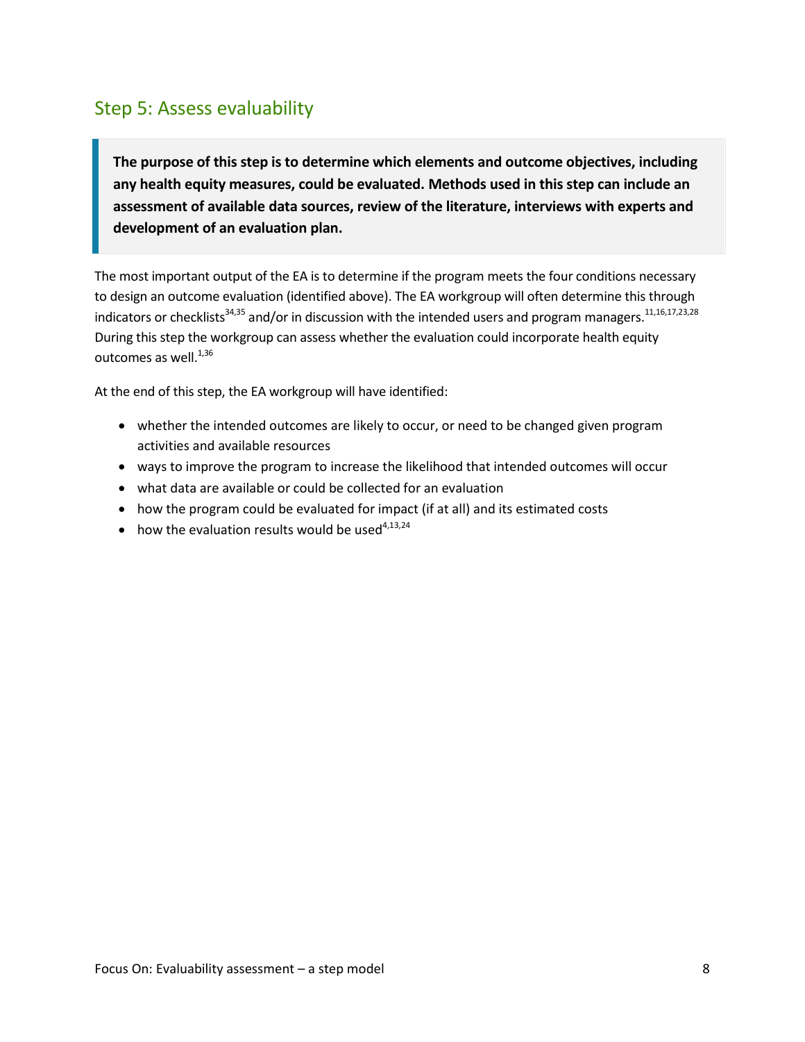## Step 5: Assess evaluability

> **The purpose of this step is to determine which elements and outcome objectives, including any health equity measures, could be evaluated. Methods used in this step can include an assessment of available data sources, review of the literature, interviews with experts and development of an evaluation plan.**

The most important output of the EA is to determine if the program meets the four conditions necessary to design an outcome evaluation (identified above). The EA workgroup will often determine this through indicators or checklists[34,35] and/or in discussion with the intended users and program managers.[11,16,17,23,28] During this step the workgroup can assess whether the evaluation could incorporate health equity outcomes as well.[1,36]

At the end of this step, the EA workgroup will have identified:

- whether the intended outcomes are likely to occur, or need to be changed given program activities and available resources
- ways to improve the program to increase the likelihood that intended outcomes will occur
- what data are available or could be collected for an evaluation
- how the program could be evaluated for impact (if at all) and its estimated costs
- how the evaluation results would be used[4,13,24]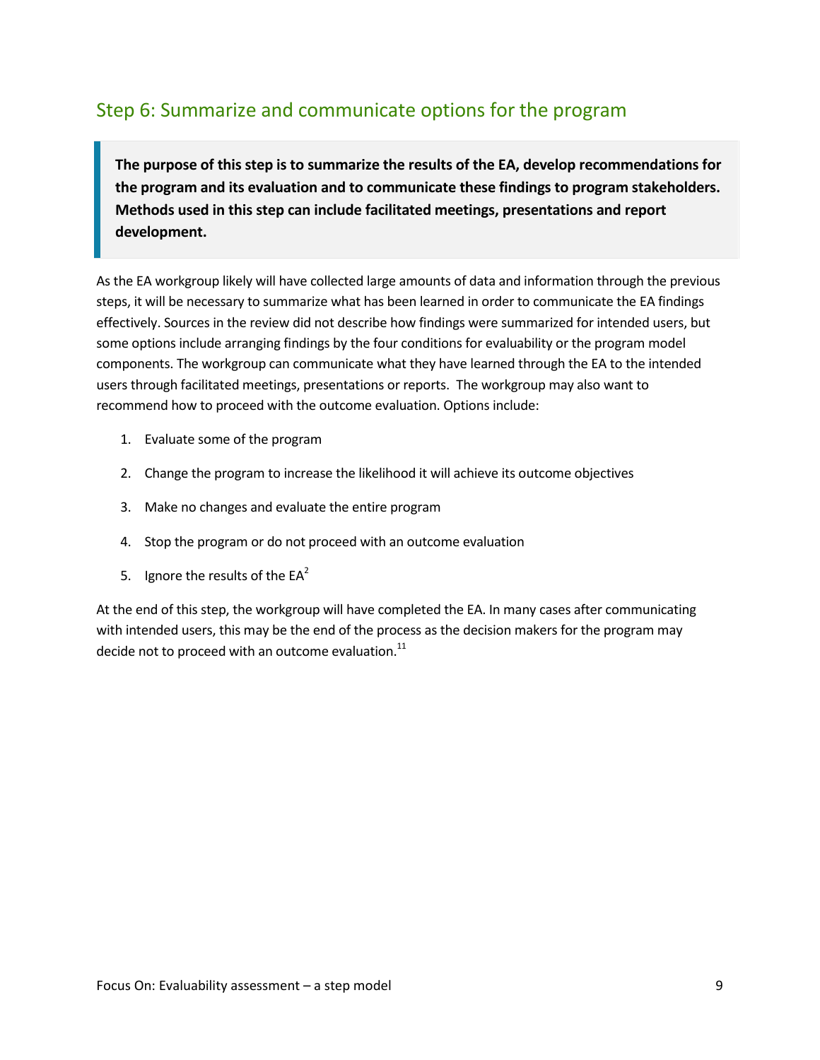## Step 6: Summarize and communicate options for the program

> **The purpose of this step is to summarize the results of the EA, develop recommendations for the program and its evaluation and to communicate these findings to program stakeholders. Methods used in this step can include facilitated meetings, presentations and report development.**

As the EA workgroup likely will have collected large amounts of data and information through the previous steps, it will be necessary to summarize what has been learned in order to communicate the EA findings effectively. Sources in the review did not describe how findings were summarized for intended users, but some options include arranging findings by the four conditions for evaluability or the program model components. The workgroup can communicate what they have learned through the EA to the intended users through facilitated meetings, presentations or reports. The workgroup may also want to recommend how to proceed with the outcome evaluation. Options include:

1. Evaluate some of the program
2. Change the program to increase the likelihood it will achieve its outcome objectives
3. Make no changes and evaluate the entire program
4. Stop the program or do not proceed with an outcome evaluation
5. Ignore the results of the EA[2]

At the end of this step, the workgroup will have completed the EA. In many cases after communicating with intended users, this may be the end of the process as the decision makers for the program may decide not to proceed with an outcome evaluation.[11]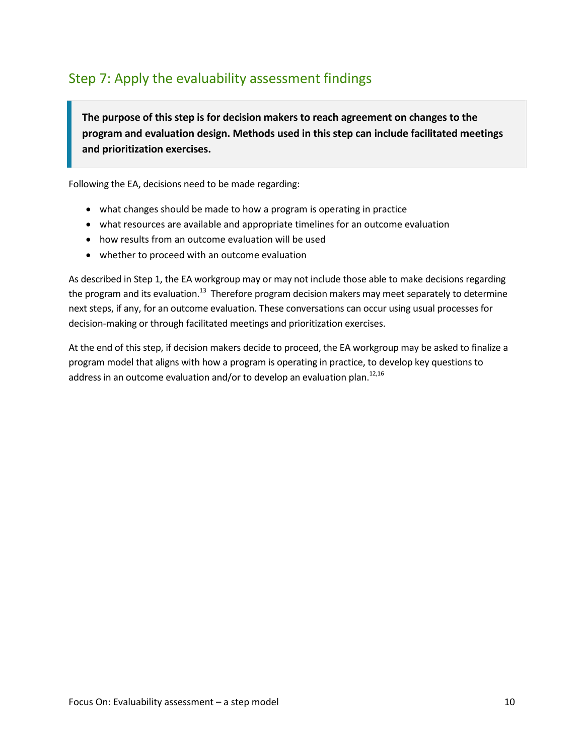## Step 7: Apply the evaluability assessment findings

> **The purpose of this step is for decision makers to reach agreement on changes to the program and evaluation design. Methods used in this step can include facilitated meetings and prioritization exercises.**

Following the EA, decisions need to be made regarding:

- what changes should be made to how a program is operating in practice
- what resources are available and appropriate timelines for an outcome evaluation
- how results from an outcome evaluation will be used
- whether to proceed with an outcome evaluation

As described in Step 1, the EA workgroup may or may not include those able to make decisions regarding the program and its evaluation.[13] Therefore program decision makers may meet separately to determine next steps, if any, for an outcome evaluation. These conversations can occur using usual processes for decision-making or through facilitated meetings and prioritization exercises.

At the end of this step, if decision makers decide to proceed, the EA workgroup may be asked to finalize a program model that aligns with how a program is operating in practice, to develop key questions to address in an outcome evaluation and/or to develop an evaluation plan.[12,16]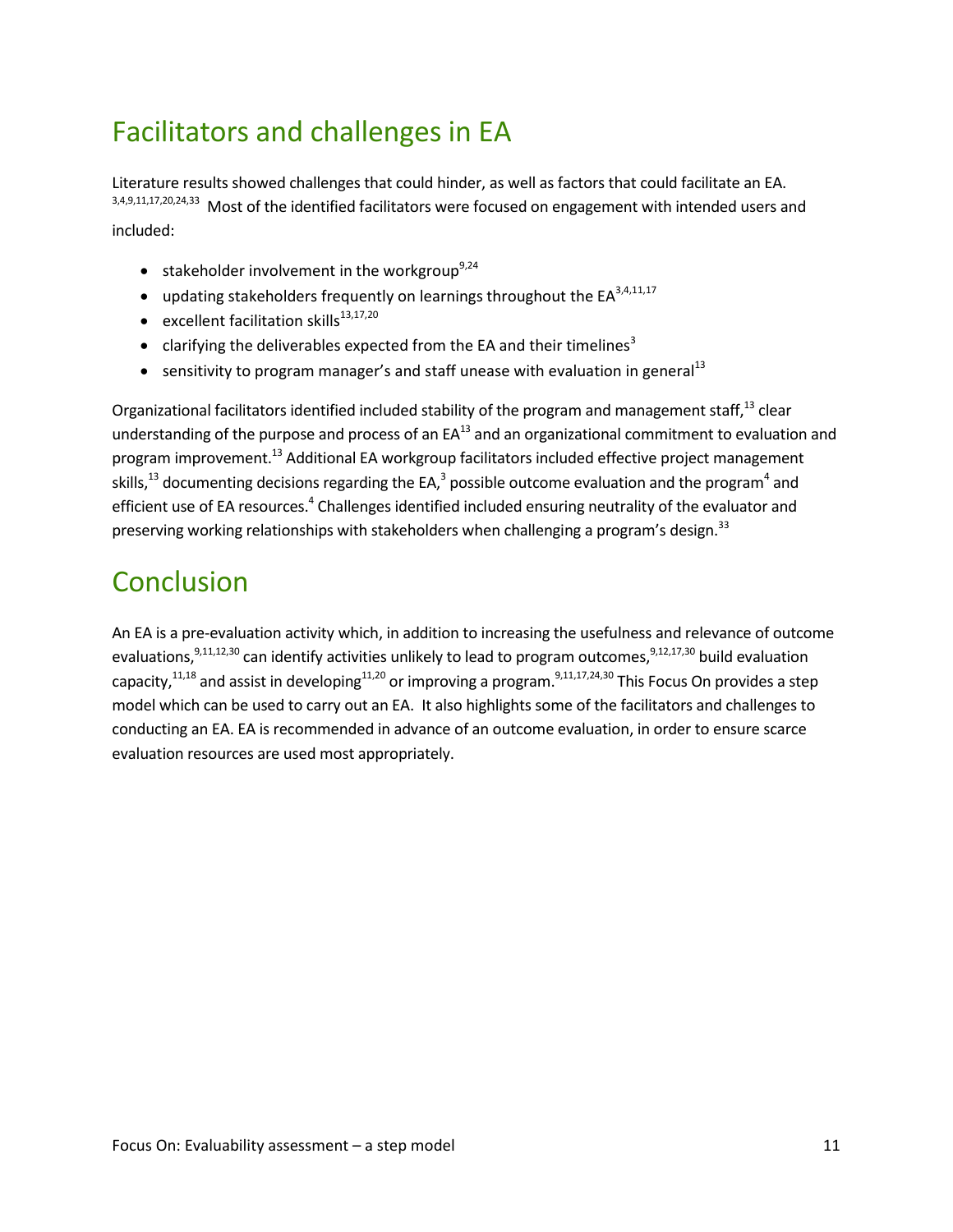## Facilitators and challenges in EA

Literature results showed challenges that could hinder, as well as factors that could facilitate an EA.[3,4,9,11,17,20,24,33] Most of the identified facilitators were focused on engagement with intended users and included:

- stakeholder involvement in the workgroup[9,24]
- updating stakeholders frequently on learnings throughout the EA[3,4,11,17]
- excellent facilitation skills[13,17,20]
- clarifying the deliverables expected from the EA and their timelines[3]
- sensitivity to program manager's and staff unease with evaluation in general[13]

Organizational facilitators identified included stability of the program and management staff,[13] clear understanding of the purpose and process of an EA[13] and an organizational commitment to evaluation and program improvement.[13] Additional EA workgroup facilitators included effective project management skills,[13] documenting decisions regarding the EA,[3] possible outcome evaluation and the program[4] and efficient use of EA resources.[4] Challenges identified included ensuring neutrality of the evaluator and preserving working relationships with stakeholders when challenging a program's design.[33]

## Conclusion

An EA is a pre-evaluation activity which, in addition to increasing the usefulness and relevance of outcome evaluations,[9,11,12,30] can identify activities unlikely to lead to program outcomes,[9,12,17,30] build evaluation capacity,[11,18] and assist in developing[11,20] or improving a program.[9,11,17,24,30] This Focus On provides a step model which can be used to carry out an EA. It also highlights some of the facilitators and challenges to conducting an EA. EA is recommended in advance of an outcome evaluation, in order to ensure scarce evaluation resources are used most appropriately.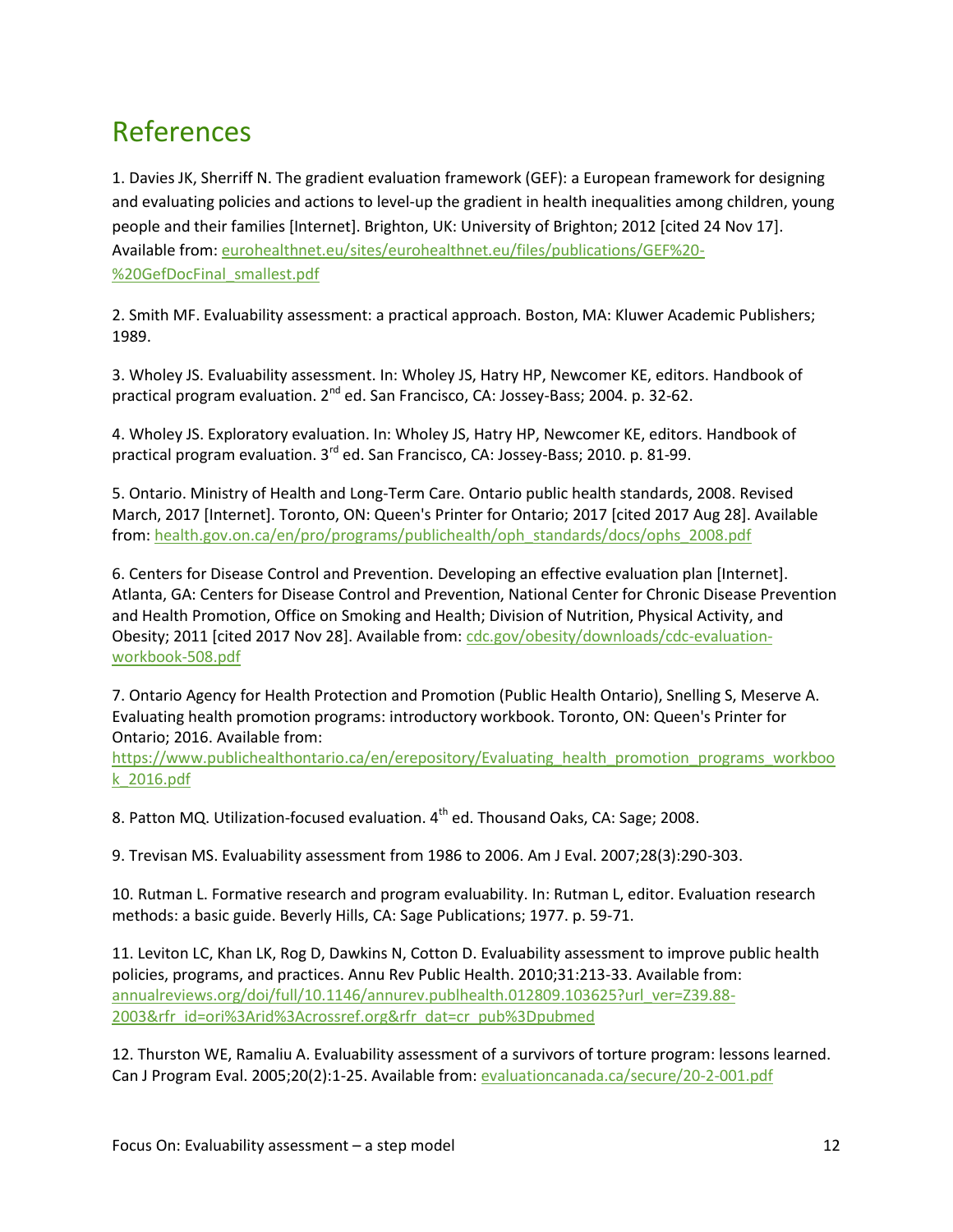# References

1. Davies JK, Sherriff N. The gradient evaluation framework (GEF): a European framework for designing and evaluating policies and actions to level-up the gradient in health inequalities among children, young people and their families [Internet]. Brighton, UK: University of Brighton; 2012 [cited 24 Nov 17]. Available from: eurohealthnet.eu/sites/eurohealthnet.eu/files/publications/GEF%20-%20GefDocFinal_smallest.pdf

2. Smith MF. Evaluability assessment: a practical approach. Boston, MA: Kluwer Academic Publishers; 1989.

3. Wholey JS. Evaluability assessment. In: Wholey JS, Hatry HP, Newcomer KE, editors. Handbook of practical program evaluation. 2nd ed. San Francisco, CA: Jossey-Bass; 2004. p. 32-62.

4. Wholey JS. Exploratory evaluation. In: Wholey JS, Hatry HP, Newcomer KE, editors. Handbook of practical program evaluation. 3rd ed. San Francisco, CA: Jossey-Bass; 2010. p. 81-99.

5. Ontario. Ministry of Health and Long-Term Care. Ontario public health standards, 2008. Revised March, 2017 [Internet]. Toronto, ON: Queen's Printer for Ontario; 2017 [cited 2017 Aug 28]. Available from: health.gov.on.ca/en/pro/programs/publichealth/oph_standards/docs/ophs_2008.pdf

6. Centers for Disease Control and Prevention. Developing an effective evaluation plan [Internet]. Atlanta, GA: Centers for Disease Control and Prevention, National Center for Chronic Disease Prevention and Health Promotion, Office on Smoking and Health; Division of Nutrition, Physical Activity, and Obesity; 2011 [cited 2017 Nov 28]. Available from: cdc.gov/obesity/downloads/cdc-evaluation-workbook-508.pdf

7. Ontario Agency for Health Protection and Promotion (Public Health Ontario), Snelling S, Meserve A. Evaluating health promotion programs: introductory workbook. Toronto, ON: Queen's Printer for Ontario; 2016. Available from: https://www.publichealthontario.ca/en/erepository/Evaluating_health_promotion_programs_workbook_2016.pdf

8. Patton MQ. Utilization-focused evaluation. 4th ed. Thousand Oaks, CA: Sage; 2008.

9. Trevisan MS. Evaluability assessment from 1986 to 2006. Am J Eval. 2007;28(3):290-303.

10. Rutman L. Formative research and program evaluability. In: Rutman L, editor. Evaluation research methods: a basic guide. Beverly Hills, CA: Sage Publications; 1977. p. 59-71.

11. Leviton LC, Khan LK, Rog D, Dawkins N, Cotton D. Evaluability assessment to improve public health policies, programs, and practices. Annu Rev Public Health. 2010;31:213-33. Available from: annualreviews.org/doi/full/10.1146/annurev.publhealth.012809.103625?url_ver=Z39.88-2003&rfr_id=ori%3Arid%3Acrossref.org&rfr_dat=cr_pub%3Dpubmed

12. Thurston WE, Ramaliu A. Evaluability assessment of a survivors of torture program: lessons learned. Can J Program Eval. 2005;20(2):1-25. Available from: evaluationcanada.ca/secure/20-2-001.pdf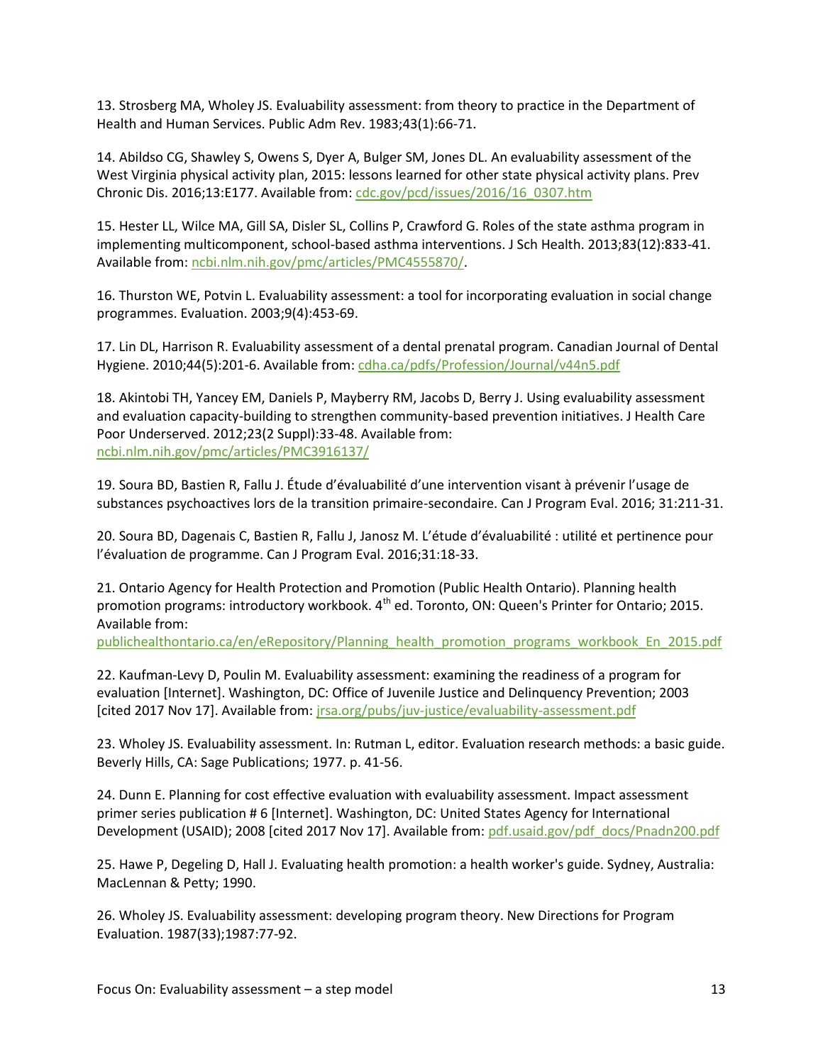13. Strosberg MA, Wholey JS. Evaluability assessment: from theory to practice in the Department of Health and Human Services. Public Adm Rev. 1983;43(1):66-71.

14. Abildso CG, Shawley S, Owens S, Dyer A, Bulger SM, Jones DL. An evaluability assessment of the West Virginia physical activity plan, 2015: lessons learned for other state physical activity plans. Prev Chronic Dis. 2016;13:E177. Available from: cdc.gov/pcd/issues/2016/16_0307.htm

15. Hester LL, Wilce MA, Gill SA, Disler SL, Collins P, Crawford G. Roles of the state asthma program in implementing multicomponent, school-based asthma interventions. J Sch Health. 2013;83(12):833-41. Available from: ncbi.nlm.nih.gov/pmc/articles/PMC4555870/.

16. Thurston WE, Potvin L. Evaluability assessment: a tool for incorporating evaluation in social change programmes. Evaluation. 2003;9(4):453-69.

17. Lin DL, Harrison R. Evaluability assessment of a dental prenatal program. Canadian Journal of Dental Hygiene. 2010;44(5):201-6. Available from: cdha.ca/pdfs/Profession/Journal/v44n5.pdf

18. Akintobi TH, Yancey EM, Daniels P, Mayberry RM, Jacobs D, Berry J. Using evaluability assessment and evaluation capacity-building to strengthen community-based prevention initiatives. J Health Care Poor Underserved. 2012;23(2 Suppl):33-48. Available from: ncbi.nlm.nih.gov/pmc/articles/PMC3916137/

19. Soura BD, Bastien R, Fallu J. Étude d'évaluabilité d'une intervention visant à prévenir l'usage de substances psychoactives lors de la transition primaire-secondaire. Can J Program Eval. 2016; 31:211-31.

20. Soura BD, Dagenais C, Bastien R, Fallu J, Janosz M. L'étude d'évaluabilité : utilité et pertinence pour l'évaluation de programme. Can J Program Eval. 2016;31:18-33.

21. Ontario Agency for Health Protection and Promotion (Public Health Ontario). Planning health promotion programs: introductory workbook. 4th ed. Toronto, ON: Queen's Printer for Ontario; 2015. Available from: publichealthontario.ca/en/eRepository/Planning_health_promotion_programs_workbook_En_2015.pdf

22. Kaufman-Levy D, Poulin M. Evaluability assessment: examining the readiness of a program for evaluation [Internet]. Washington, DC: Office of Juvenile Justice and Delinquency Prevention; 2003 [cited 2017 Nov 17]. Available from: jrsa.org/pubs/juv-justice/evaluability-assessment.pdf

23. Wholey JS. Evaluability assessment. In: Rutman L, editor. Evaluation research methods: a basic guide. Beverly Hills, CA: Sage Publications; 1977. p. 41-56.

24. Dunn E. Planning for cost effective evaluation with evaluability assessment. Impact assessment primer series publication # 6 [Internet]. Washington, DC: United States Agency for International Development (USAID); 2008 [cited 2017 Nov 17]. Available from: pdf.usaid.gov/pdf_docs/Pnadn200.pdf

25. Hawe P, Degeling D, Hall J. Evaluating health promotion: a health worker's guide. Sydney, Australia: MacLennan & Petty; 1990.

26. Wholey JS. Evaluability assessment: developing program theory. New Directions for Program Evaluation. 1987(33);1987:77-92.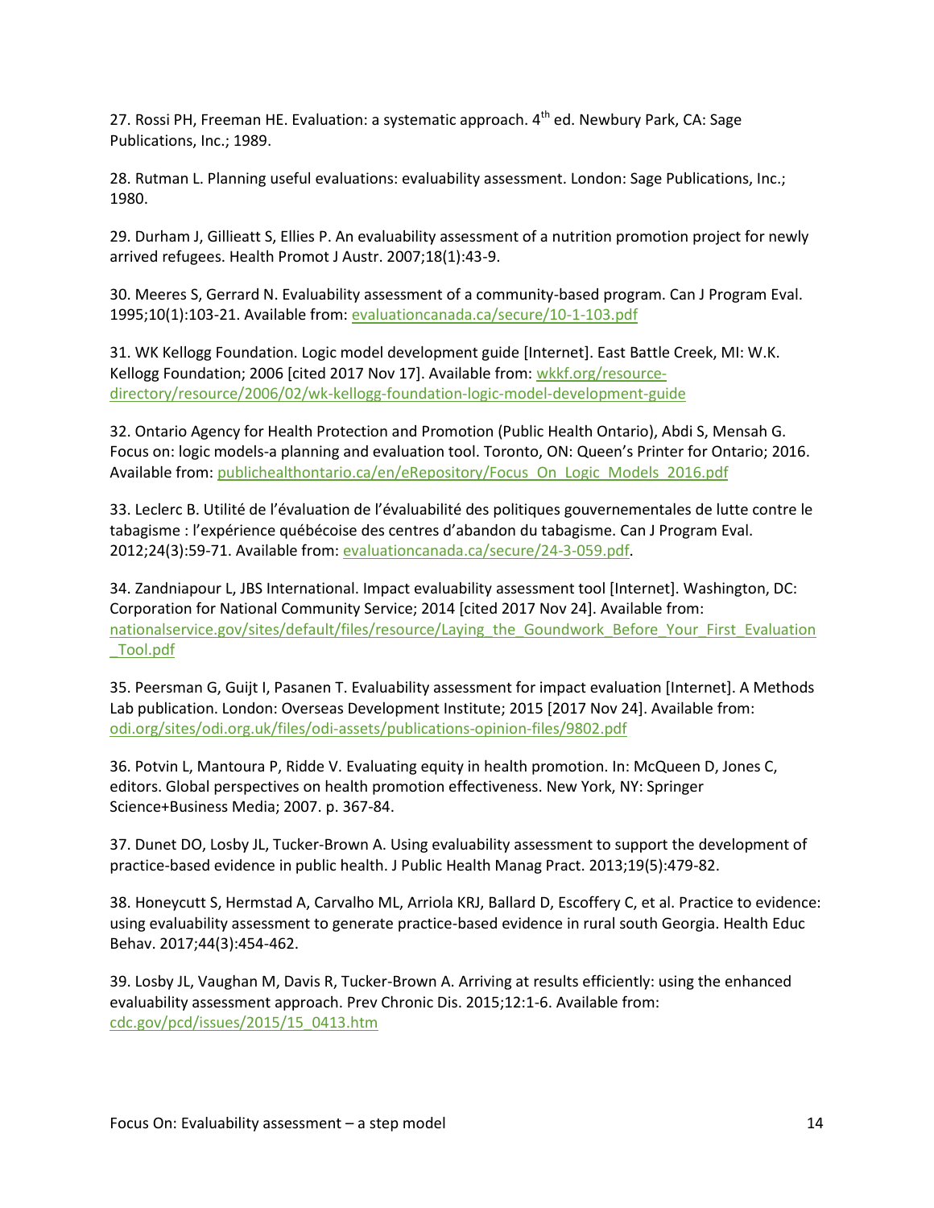27. Rossi PH, Freeman HE. Evaluation: a systematic approach. 4th ed. Newbury Park, CA: Sage Publications, Inc.; 1989.

28. Rutman L. Planning useful evaluations: evaluability assessment. London: Sage Publications, Inc.; 1980.

29. Durham J, Gillieatt S, Ellies P. An evaluability assessment of a nutrition promotion project for newly arrived refugees. Health Promot J Austr. 2007;18(1):43-9.

30. Meeres S, Gerrard N. Evaluability assessment of a community-based program. Can J Program Eval. 1995;10(1):103-21. Available from: evaluationcanada.ca/secure/10-1-103.pdf

31. WK Kellogg Foundation. Logic model development guide [Internet]. East Battle Creek, MI: W.K. Kellogg Foundation; 2006 [cited 2017 Nov 17]. Available from: wkkf.org/resource-directory/resource/2006/02/wk-kellogg-foundation-logic-model-development-guide

32. Ontario Agency for Health Protection and Promotion (Public Health Ontario), Abdi S, Mensah G. Focus on: logic models-a planning and evaluation tool. Toronto, ON: Queen's Printer for Ontario; 2016. Available from: publichealthontario.ca/en/eRepository/Focus_On_Logic_Models_2016.pdf

33. Leclerc B. Utilité de l'évaluation de l'évaluabilité des politiques gouvernementales de lutte contre le tabagisme : l'expérience québécoise des centres d'abandon du tabagisme. Can J Program Eval. 2012;24(3):59-71. Available from: evaluationcanada.ca/secure/24-3-059.pdf.

34. Zandniapour L, JBS International. Impact evaluability assessment tool [Internet]. Washington, DC: Corporation for National Community Service; 2014 [cited 2017 Nov 24]. Available from: nationalservice.gov/sites/default/files/resource/Laying_the_Goundwork_Before_Your_First_Evaluation_Tool.pdf

35. Peersman G, Guijt I, Pasanen T. Evaluability assessment for impact evaluation [Internet]. A Methods Lab publication. London: Overseas Development Institute; 2015 [2017 Nov 24]. Available from: odi.org/sites/odi.org.uk/files/odi-assets/publications-opinion-files/9802.pdf

36. Potvin L, Mantoura P, Ridde V. Evaluating equity in health promotion. In: McQueen D, Jones C, editors. Global perspectives on health promotion effectiveness. New York, NY: Springer Science+Business Media; 2007. p. 367-84.

37. Dunet DO, Losby JL, Tucker-Brown A. Using evaluability assessment to support the development of practice-based evidence in public health. J Public Health Manag Pract. 2013;19(5):479-82.

38. Honeycutt S, Hermstad A, Carvalho ML, Arriola KRJ, Ballard D, Escoffery C, et al. Practice to evidence: using evaluability assessment to generate practice-based evidence in rural south Georgia. Health Educ Behav. 2017;44(3):454-462.

39. Losby JL, Vaughan M, Davis R, Tucker-Brown A. Arriving at results efficiently: using the enhanced evaluability assessment approach. Prev Chronic Dis. 2015;12:1-6. Available from: cdc.gov/pcd/issues/2015/15_0413.htm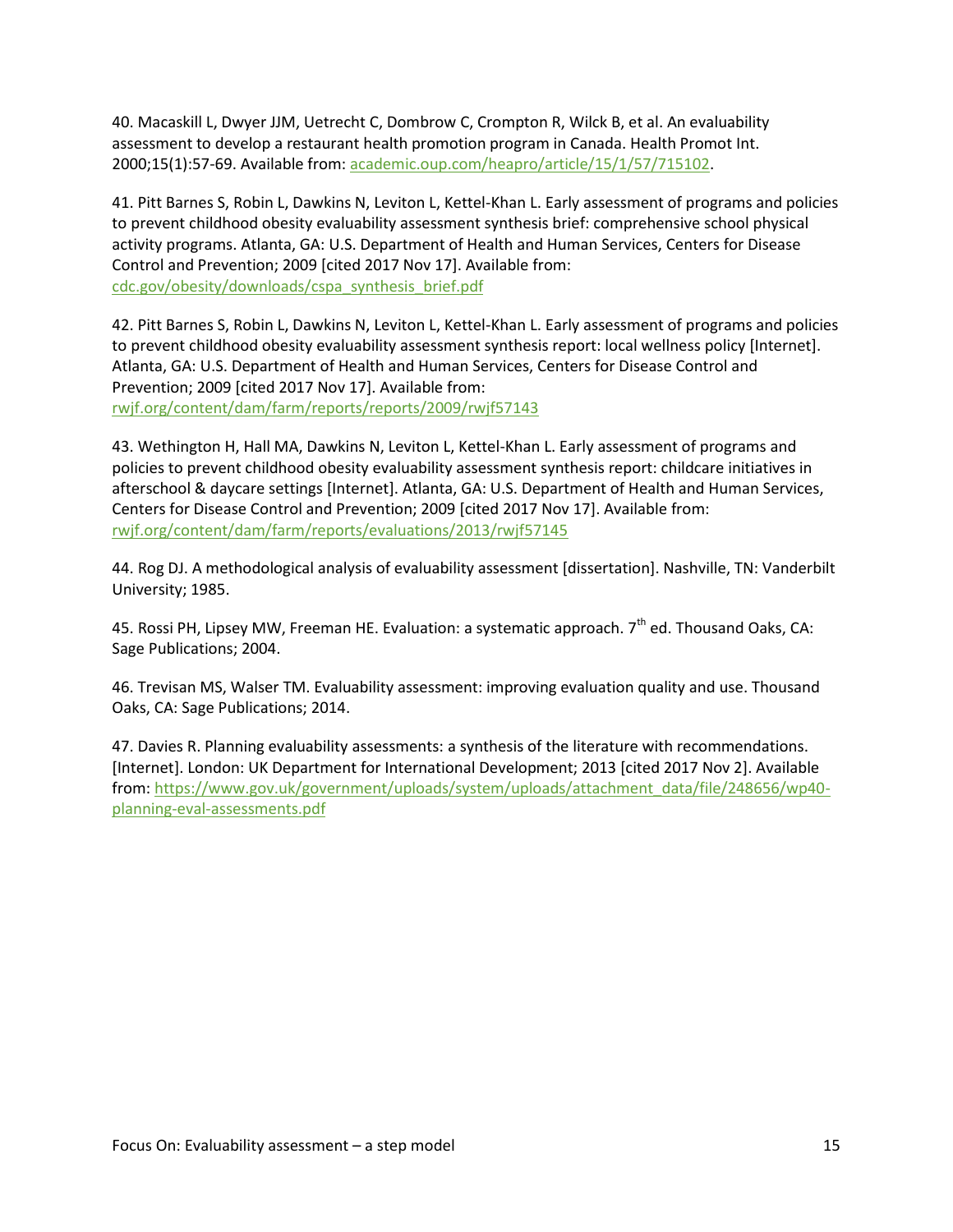40. Macaskill L, Dwyer JJM, Uetrecht C, Dombrow C, Crompton R, Wilck B, et al. An evaluability assessment to develop a restaurant health promotion program in Canada. Health Promot Int. 2000;15(1):57-69. Available from: [academic.oup.com/heapro/article/15/1/57/715102](academic.oup.com/heapro/article/15/1/57/715102).

41. Pitt Barnes S, Robin L, Dawkins N, Leviton L, Kettel-Khan L. Early assessment of programs and policies to prevent childhood obesity evaluability assessment synthesis brief: comprehensive school physical activity programs. Atlanta, GA: U.S. Department of Health and Human Services, Centers for Disease Control and Prevention; 2009 [cited 2017 Nov 17]. Available from: [cdc.gov/obesity/downloads/cspa_synthesis_brief.pdf](cdc.gov/obesity/downloads/cspa_synthesis_brief.pdf)

42. Pitt Barnes S, Robin L, Dawkins N, Leviton L, Kettel-Khan L. Early assessment of programs and policies to prevent childhood obesity evaluability assessment synthesis report: local wellness policy [Internet]. Atlanta, GA: U.S. Department of Health and Human Services, Centers for Disease Control and Prevention; 2009 [cited 2017 Nov 17]. Available from: [rwjf.org/content/dam/farm/reports/reports/2009/rwjf57143](rwjf.org/content/dam/farm/reports/reports/2009/rwjf57143)

43. Wethington H, Hall MA, Dawkins N, Leviton L, Kettel-Khan L. Early assessment of programs and policies to prevent childhood obesity evaluability assessment synthesis report: childcare initiatives in afterschool & daycare settings [Internet]. Atlanta, GA: U.S. Department of Health and Human Services, Centers for Disease Control and Prevention; 2009 [cited 2017 Nov 17]. Available from: [rwjf.org/content/dam/farm/reports/evaluations/2013/rwjf57145](rwjf.org/content/dam/farm/reports/evaluations/2013/rwjf57145)

44. Rog DJ. A methodological analysis of evaluability assessment [dissertation]. Nashville, TN: Vanderbilt University; 1985.

45. Rossi PH, Lipsey MW, Freeman HE. Evaluation: a systematic approach. 7th ed. Thousand Oaks, CA: Sage Publications; 2004.

46. Trevisan MS, Walser TM. Evaluability assessment: improving evaluation quality and use. Thousand Oaks, CA: Sage Publications; 2014.

47. Davies R. Planning evaluability assessments: a synthesis of the literature with recommendations. [Internet]. London: UK Department for International Development; 2013 [cited 2017 Nov 2]. Available from: [https://www.gov.uk/government/uploads/system/uploads/attachment_data/file/248656/wp40-planning-eval-assessments.pdf](https://www.gov.uk/government/uploads/system/uploads/attachment_data/file/248656/wp40-planning-eval-assessments.pdf)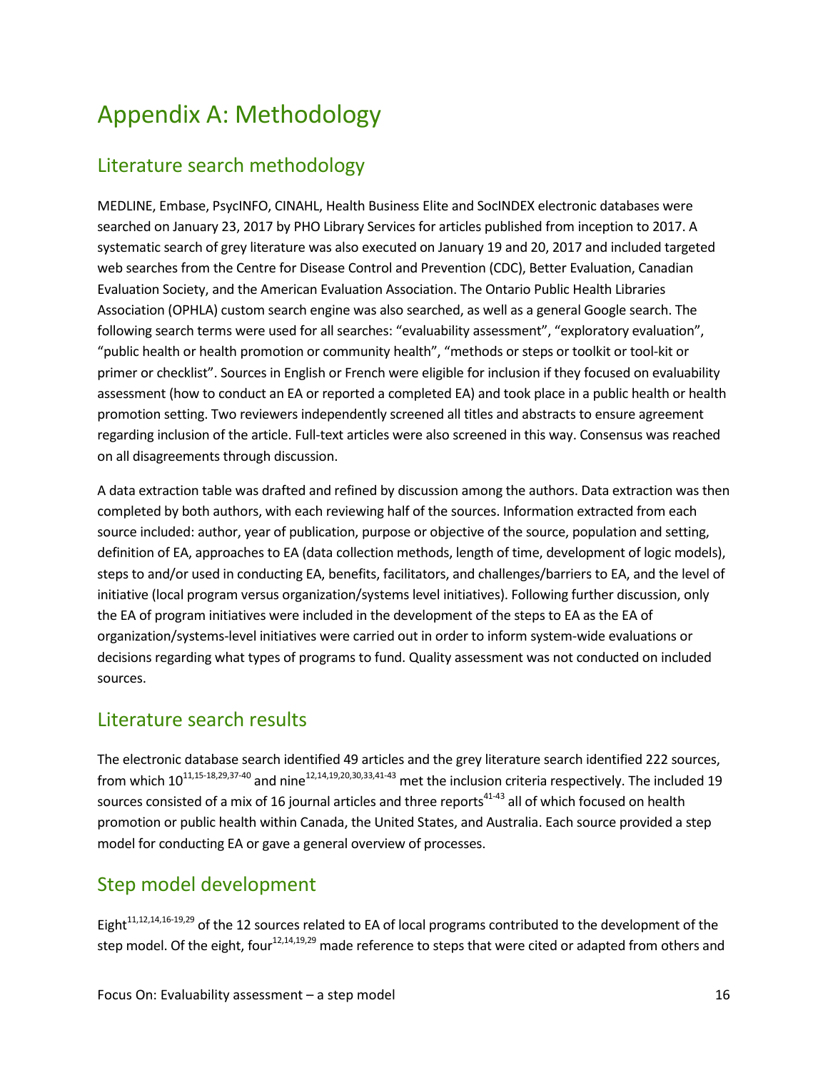# Appendix A: Methodology

## Literature search methodology

MEDLINE, Embase, PsycINFO, CINAHL, Health Business Elite and SocINDEX electronic databases were searched on January 23, 2017 by PHO Library Services for articles published from inception to 2017. A systematic search of grey literature was also executed on January 19 and 20, 2017 and included targeted web searches from the Centre for Disease Control and Prevention (CDC), Better Evaluation, Canadian Evaluation Society, and the American Evaluation Association. The Ontario Public Health Libraries Association (OPHLA) custom search engine was also searched, as well as a general Google search. The following search terms were used for all searches: "evaluability assessment", "exploratory evaluation", "public health or health promotion or community health", "methods or steps or toolkit or tool-kit or primer or checklist". Sources in English or French were eligible for inclusion if they focused on evaluability assessment (how to conduct an EA or reported a completed EA) and took place in a public health or health promotion setting. Two reviewers independently screened all titles and abstracts to ensure agreement regarding inclusion of the article. Full-text articles were also screened in this way. Consensus was reached on all disagreements through discussion.

A data extraction table was drafted and refined by discussion among the authors. Data extraction was then completed by both authors, with each reviewing half of the sources. Information extracted from each source included: author, year of publication, purpose or objective of the source, population and setting, definition of EA, approaches to EA (data collection methods, length of time, development of logic models), steps to and/or used in conducting EA, benefits, facilitators, and challenges/barriers to EA, and the level of initiative (local program versus organization/systems level initiatives). Following further discussion, only the EA of program initiatives were included in the development of the steps to EA as the EA of organization/systems-level initiatives were carried out in order to inform system-wide evaluations or decisions regarding what types of programs to fund. Quality assessment was not conducted on included sources.

## Literature search results

The electronic database search identified 49 articles and the grey literature search identified 222 sources, from which 10[11,15-18,29,37-40] and nine[12,14,19,20,30,33,41-43] met the inclusion criteria respectively. The included 19 sources consisted of a mix of 16 journal articles and three reports[41-43] all of which focused on health promotion or public health within Canada, the United States, and Australia. Each source provided a step model for conducting EA or gave a general overview of processes.

## Step model development

Eight[11,12,14,16-19,29] of the 12 sources related to EA of local programs contributed to the development of the step model. Of the eight, four[12,14,19,29] made reference to steps that were cited or adapted from others and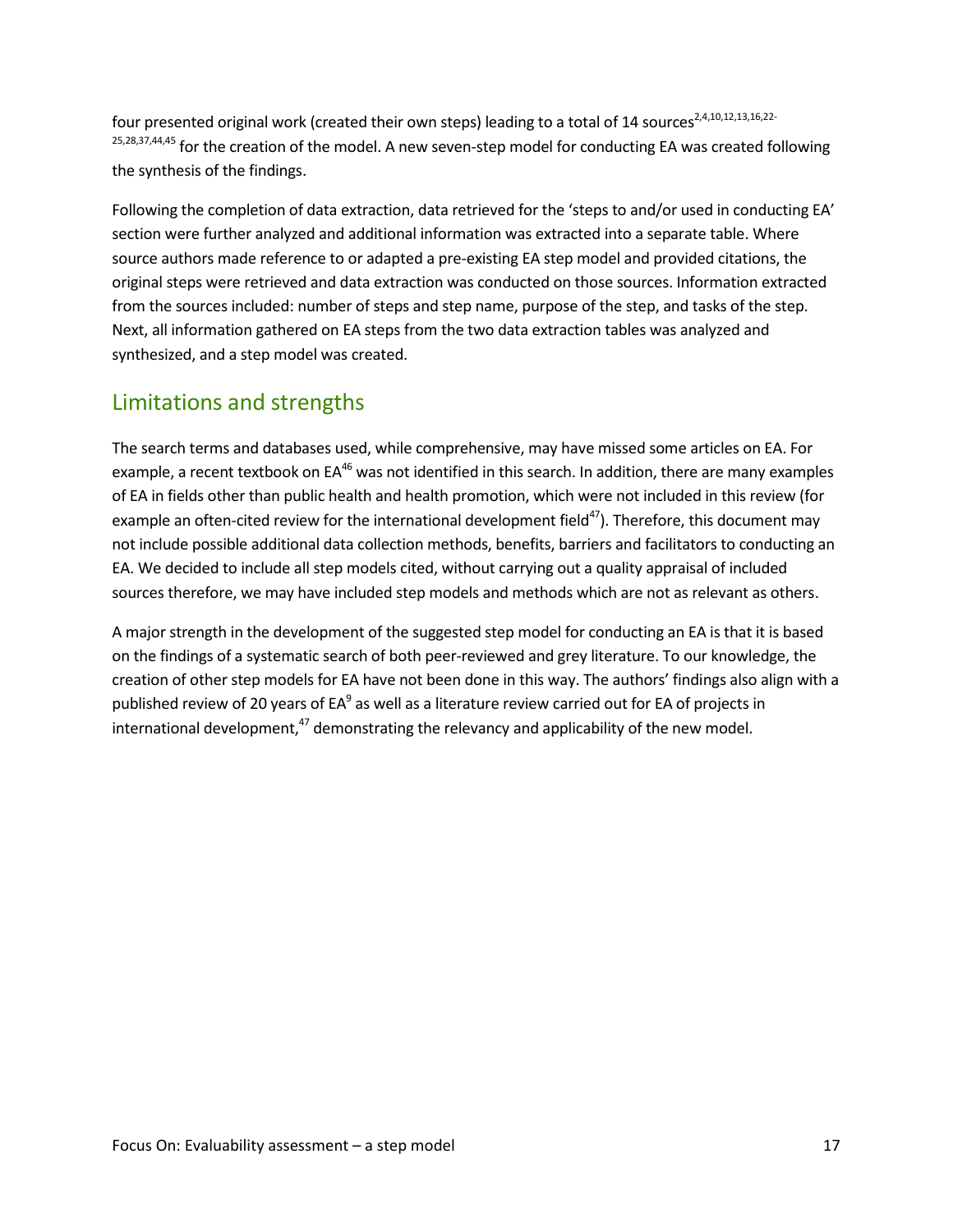four presented original work (created their own steps) leading to a total of 14 sources[2,4,10,12,13,16,22-25,28,37,44,45] for the creation of the model. A new seven-step model for conducting EA was created following the synthesis of the findings.

Following the completion of data extraction, data retrieved for the 'steps to and/or used in conducting EA' section were further analyzed and additional information was extracted into a separate table. Where source authors made reference to or adapted a pre-existing EA step model and provided citations, the original steps were retrieved and data extraction was conducted on those sources. Information extracted from the sources included: number of steps and step name, purpose of the step, and tasks of the step. Next, all information gathered on EA steps from the two data extraction tables was analyzed and synthesized, and a step model was created.

## Limitations and strengths

The search terms and databases used, while comprehensive, may have missed some articles on EA. For example, a recent textbook on EA[46] was not identified in this search. In addition, there are many examples of EA in fields other than public health and health promotion, which were not included in this review (for example an often-cited review for the international development field[47]). Therefore, this document may not include possible additional data collection methods, benefits, barriers and facilitators to conducting an EA. We decided to include all step models cited, without carrying out a quality appraisal of included sources therefore, we may have included step models and methods which are not as relevant as others.

A major strength in the development of the suggested step model for conducting an EA is that it is based on the findings of a systematic search of both peer-reviewed and grey literature. To our knowledge, the creation of other step models for EA have not been done in this way. The authors' findings also align with a published review of 20 years of EA[9] as well as a literature review carried out for EA of projects in international development,[47] demonstrating the relevancy and applicability of the new model.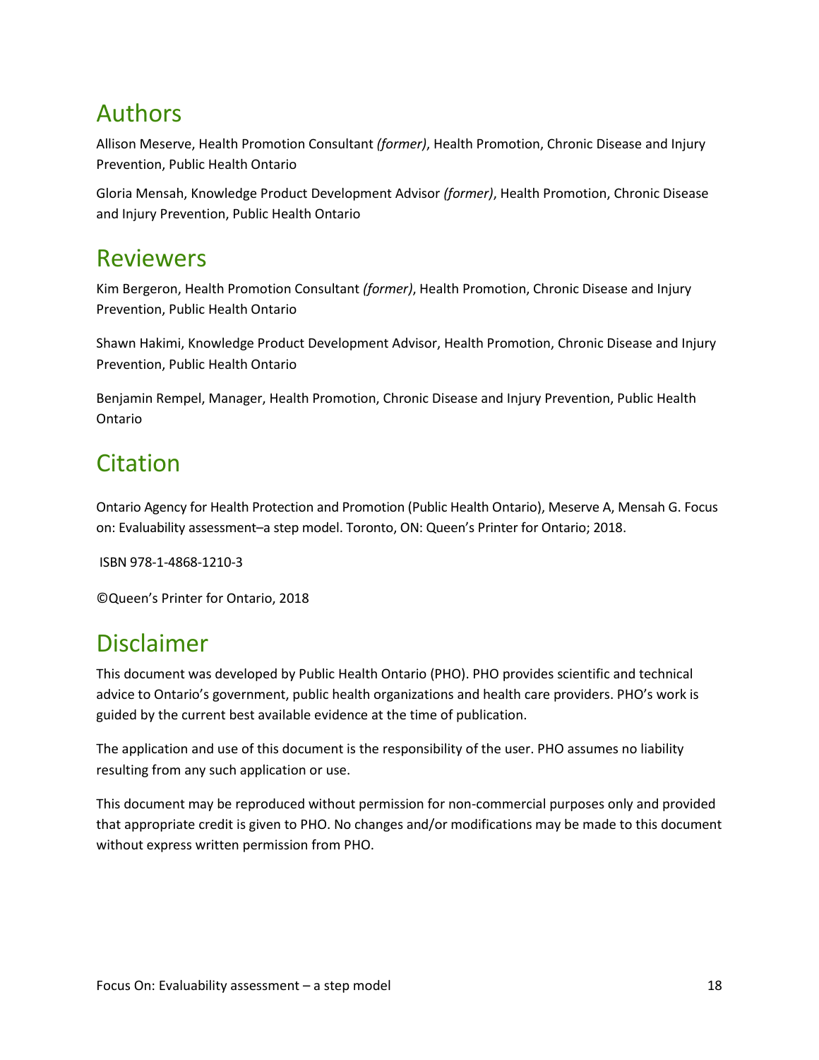## Authors

Allison Meserve, Health Promotion Consultant *(former)*, Health Promotion, Chronic Disease and Injury Prevention, Public Health Ontario

Gloria Mensah, Knowledge Product Development Advisor *(former)*, Health Promotion, Chronic Disease and Injury Prevention, Public Health Ontario

## Reviewers

Kim Bergeron, Health Promotion Consultant *(former)*, Health Promotion, Chronic Disease and Injury Prevention, Public Health Ontario

Shawn Hakimi, Knowledge Product Development Advisor, Health Promotion, Chronic Disease and Injury Prevention, Public Health Ontario

Benjamin Rempel, Manager, Health Promotion, Chronic Disease and Injury Prevention, Public Health Ontario

## Citation

Ontario Agency for Health Protection and Promotion (Public Health Ontario), Meserve A, Mensah G. Focus on: Evaluability assessment–a step model. Toronto, ON: Queen's Printer for Ontario; 2018.

ISBN 978-1-4868-1210-3

©Queen's Printer for Ontario, 2018

## Disclaimer

This document was developed by Public Health Ontario (PHO). PHO provides scientific and technical advice to Ontario's government, public health organizations and health care providers. PHO's work is guided by the current best available evidence at the time of publication.

The application and use of this document is the responsibility of the user. PHO assumes no liability resulting from any such application or use.

This document may be reproduced without permission for non-commercial purposes only and provided that appropriate credit is given to PHO. No changes and/or modifications may be made to this document without express written permission from PHO.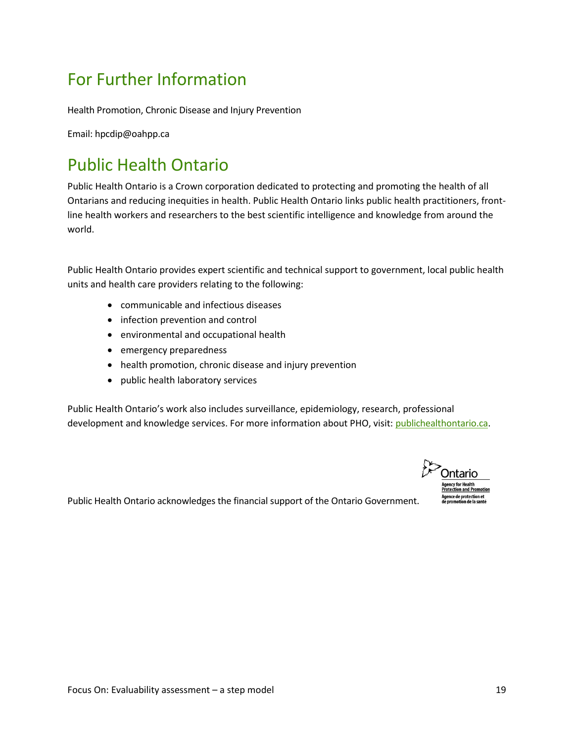# For Further Information

Health Promotion, Chronic Disease and Injury Prevention

Email: hpcdip@oahpp.ca

# Public Health Ontario

Public Health Ontario is a Crown corporation dedicated to protecting and promoting the health of all Ontarians and reducing inequities in health. Public Health Ontario links public health practitioners, front-line health workers and researchers to the best scientific intelligence and knowledge from around the world.

Public Health Ontario provides expert scientific and technical support to government, local public health units and health care providers relating to the following:

- communicable and infectious diseases
- infection prevention and control
- environmental and occupational health
- emergency preparedness
- health promotion, chronic disease and injury prevention
- public health laboratory services

Public Health Ontario's work also includes surveillance, epidemiology, research, professional development and knowledge services. For more information about PHO, visit: publichealthontario.ca.

Ontario
Agency for Health Protection and Promotion
Agence de protection et de promotion de la santé

Public Health Ontario acknowledges the financial support of the Ontario Government.